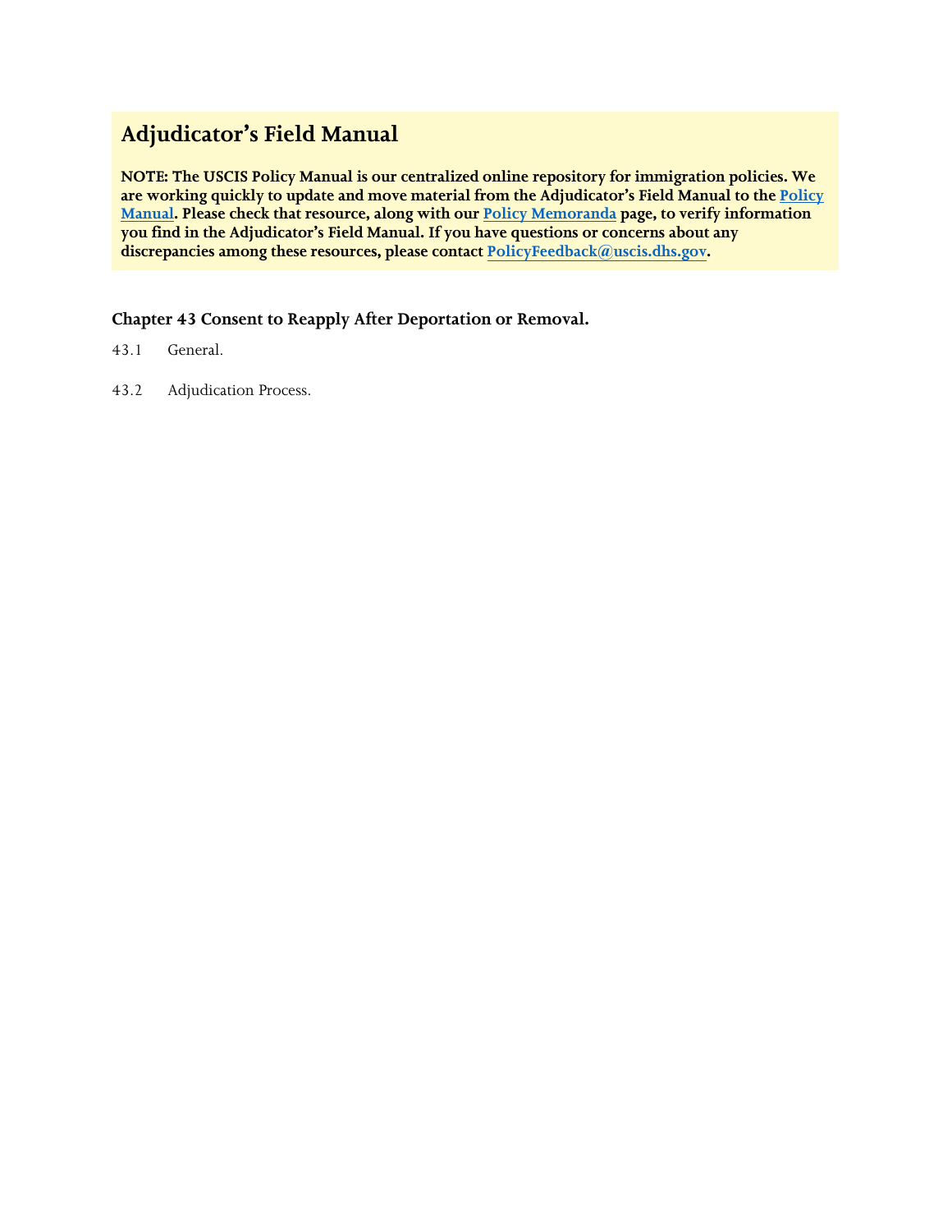# Adjudicator's Field Manual

**NOTE: The USCIS Policy Manual is our centralized online repository for immigration policies. We are working quickly to update and move material from the Adjudicator's Field Manual to the Policy Manual. Please check that resource, along with our Policy Memoranda page, to verify information you find in the Adjudicator's Field Manual. If you have questions or concerns about any discrepancies among these resources, please contact PolicyFeedback@uscis.dhs.gov.**

### Chapter 43 Consent to Reapply After Deportation or Removal.

43.1 General.

43.2 Adjudication Process.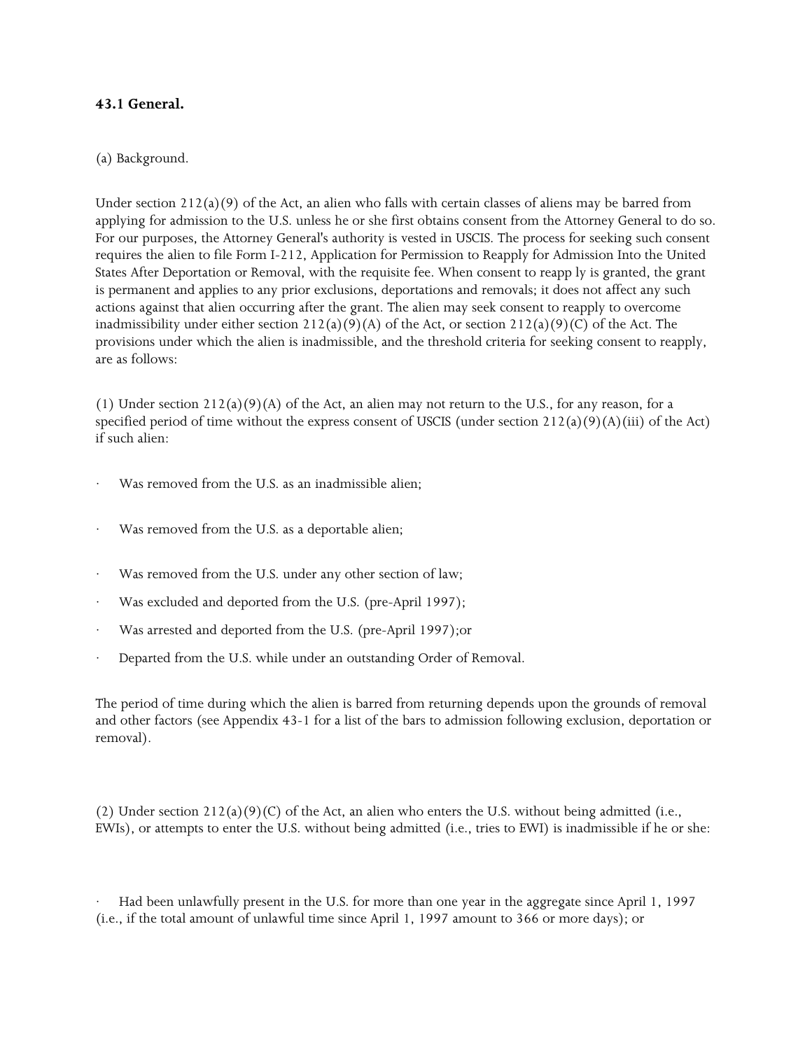### 43.1 General.

(a) Background.

Under section 212(a)(9) of the Act, an alien who falls with certain classes of aliens may be barred from applying for admission to the U.S. unless he or she first obtains consent from the Attorney General to do so. For our purposes, the Attorney General's authority is vested in USCIS. The process for seeking such consent requires the alien to file Form I-212, Application for Permission to Reapply for Admission Into the United States After Deportation or Removal, with the requisite fee. When consent to reapp ly is granted, the grant is permanent and applies to any prior exclusions, deportations and removals; it does not affect any such actions against that alien occurring after the grant. The alien may seek consent to reapply to overcome inadmissibility under either section 212(a)(9)(A) of the Act, or section 212(a)(9)(C) of the Act. The provisions under which the alien is inadmissible, and the threshold criteria for seeking consent to reapply, are as follows:

(1) Under section 212(a)(9)(A) of the Act, an alien may not return to the U.S., for any reason, for a specified period of time without the express consent of USCIS (under section 212(a)(9)(A)(iii) of the Act) if such alien:

- Was removed from the U.S. as an inadmissible alien;
- Was removed from the U.S. as a deportable alien;
- Was removed from the U.S. under any other section of law;
- Was excluded and deported from the U.S. (pre-April 1997);
- Was arrested and deported from the U.S. (pre-April 1997);or
- Departed from the U.S. while under an outstanding Order of Removal.

The period of time during which the alien is barred from returning depends upon the grounds of removal and other factors (see Appendix 43-1 for a list of the bars to admission following exclusion, deportation or removal).

(2) Under section 212(a)(9)(C) of the Act, an alien who enters the U.S. without being admitted (i.e., EWIs), or attempts to enter the U.S. without being admitted (i.e., tries to EWI) is inadmissible if he or she:

- Had been unlawfully present in the U.S. for more than one year in the aggregate since April 1, 1997 (i.e., if the total amount of unlawful time since April 1, 1997 amount to 366 or more days); or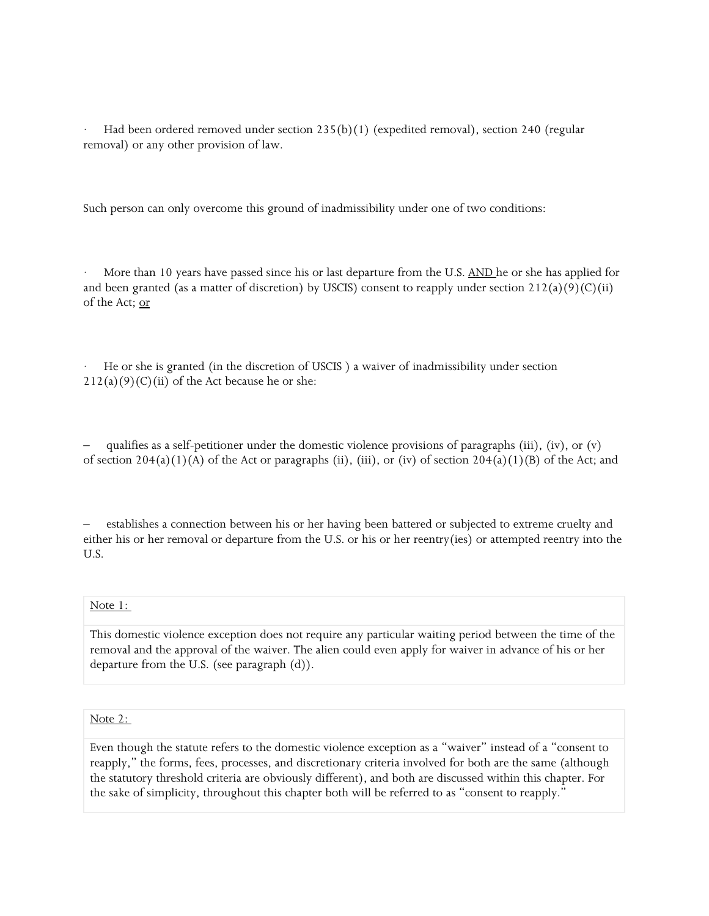- Had been ordered removed under section 235(b)(1) (expedited removal), section 240 (regular removal) or any other provision of law.

Such person can only overcome this ground of inadmissibility under one of two conditions:

- More than 10 years have passed since his or last departure from the U.S. AND he or she has applied for and been granted (as a matter of discretion) by USCIS) consent to reapply under section 212(a)(9)(C)(ii) of the Act; or

- He or she is granted (in the discretion of USCIS ) a waiver of inadmissibility under section 212(a)(9)(C)(ii) of the Act because he or she:

  – qualifies as a self-petitioner under the domestic violence provisions of paragraphs (iii), (iv), or (v) of section 204(a)(1)(A) of the Act or paragraphs (ii), (iii), or (iv) of section 204(a)(1)(B) of the Act; and

  – establishes a connection between his or her having been battered or subjected to extreme cruelty and either his or her removal or departure from the U.S. or his or her reentry(ies) or attempted reentry into the U.S.

| Note 1: |
| --- |
| This domestic violence exception does not require any particular waiting period between the time of the removal and the approval of the waiver. The alien could even apply for waiver in advance of his or her departure from the U.S. (see paragraph (d)). |

| Note 2: |
| --- |
| Even though the statute refers to the domestic violence exception as a "waiver" instead of a "consent to reapply," the forms, fees, processes, and discretionary criteria involved for both are the same (although the statutory threshold criteria are obviously different), and both are discussed within this chapter. For the sake of simplicity, throughout this chapter both will be referred to as "consent to reapply." |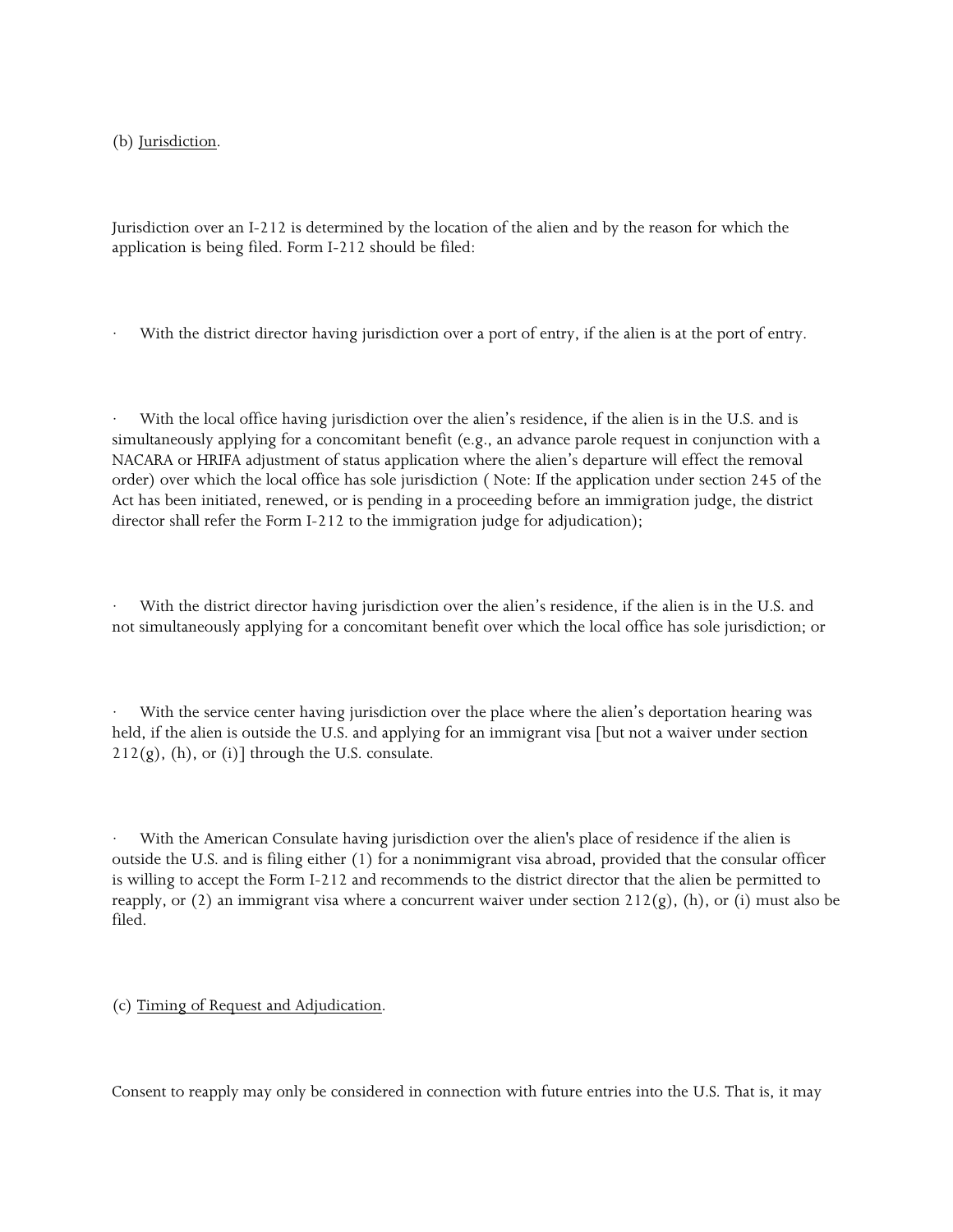(b) Jurisdiction.

Jurisdiction over an I-212 is determined by the location of the alien and by the reason for which the application is being filed. Form I-212 should be filed:

- With the district director having jurisdiction over a port of entry, if the alien is at the port of entry.

- With the local office having jurisdiction over the alien's residence, if the alien is in the U.S. and is simultaneously applying for a concomitant benefit (e.g., an advance parole request in conjunction with a NACARA or HRIFA adjustment of status application where the alien's departure will effect the removal order) over which the local office has sole jurisdiction ( Note: If the application under section 245 of the Act has been initiated, renewed, or is pending in a proceeding before an immigration judge, the district director shall refer the Form I-212 to the immigration judge for adjudication);

- With the district director having jurisdiction over the alien's residence, if the alien is in the U.S. and not simultaneously applying for a concomitant benefit over which the local office has sole jurisdiction; or

- With the service center having jurisdiction over the place where the alien's deportation hearing was held, if the alien is outside the U.S. and applying for an immigrant visa [but not a waiver under section 212(g), (h), or (i)] through the U.S. consulate.

- With the American Consulate having jurisdiction over the alien's place of residence if the alien is outside the U.S. and is filing either (1) for a nonimmigrant visa abroad, provided that the consular officer is willing to accept the Form I-212 and recommends to the district director that the alien be permitted to reapply, or (2) an immigrant visa where a concurrent waiver under section 212(g), (h), or (i) must also be filed.

(c) Timing of Request and Adjudication.

Consent to reapply may only be considered in connection with future entries into the U.S. That is, it may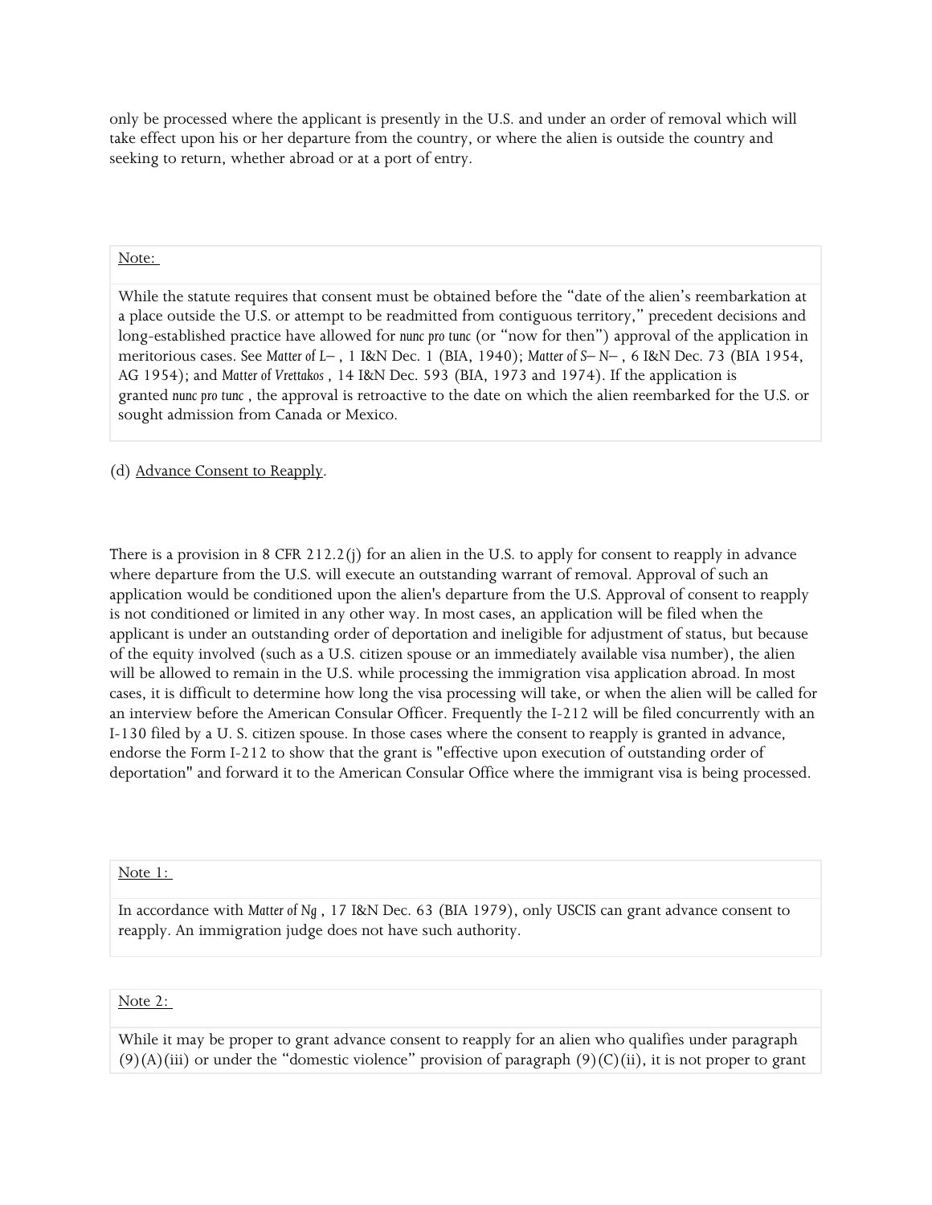only be processed where the applicant is presently in the U.S. and under an order of removal which will take effect upon his or her departure from the country, or where the alien is outside the country and seeking to return, whether abroad or at a port of entry.

> Note:
>
> While the statute requires that consent must be obtained before the "date of the alien's reembarkation at a place outside the U.S. or attempt to be readmitted from contiguous territory," precedent decisions and long-established practice have allowed for *nunc pro tunc* (or "now for then") approval of the application in meritorious cases. See *Matter of L–* , 1 I&N Dec. 1 (BIA, 1940); *Matter of S– N–* , 6 I&N Dec. 73 (BIA 1954, AG 1954); and *Matter of Vrettakos* , 14 I&N Dec. 593 (BIA, 1973 and 1974). If the application is granted *nunc pro tunc* , the approval is retroactive to the date on which the alien reembarked for the U.S. or sought admission from Canada or Mexico.

(d) Advance Consent to Reapply.

There is a provision in 8 CFR 212.2(j) for an alien in the U.S. to apply for consent to reapply in advance where departure from the U.S. will execute an outstanding warrant of removal. Approval of such an application would be conditioned upon the alien's departure from the U.S. Approval of consent to reapply is not conditioned or limited in any other way. In most cases, an application will be filed when the applicant is under an outstanding order of deportation and ineligible for adjustment of status, but because of the equity involved (such as a U.S. citizen spouse or an immediately available visa number), the alien will be allowed to remain in the U.S. while processing the immigration visa application abroad. In most cases, it is difficult to determine how long the visa processing will take, or when the alien will be called for an interview before the American Consular Officer. Frequently the I-212 will be filed concurrently with an I-130 filed by a U. S. citizen spouse. In those cases where the consent to reapply is granted in advance, endorse the Form I-212 to show that the grant is "effective upon execution of outstanding order of deportation" and forward it to the American Consular Office where the immigrant visa is being processed.

> Note 1:
>
> In accordance with *Matter of Ng* , 17 I&N Dec. 63 (BIA 1979), only USCIS can grant advance consent to reapply. An immigration judge does not have such authority.

> Note 2:
>
> While it may be proper to grant advance consent to reapply for an alien who qualifies under paragraph (9)(A)(iii) or under the "domestic violence" provision of paragraph (9)(C)(ii), it is not proper to grant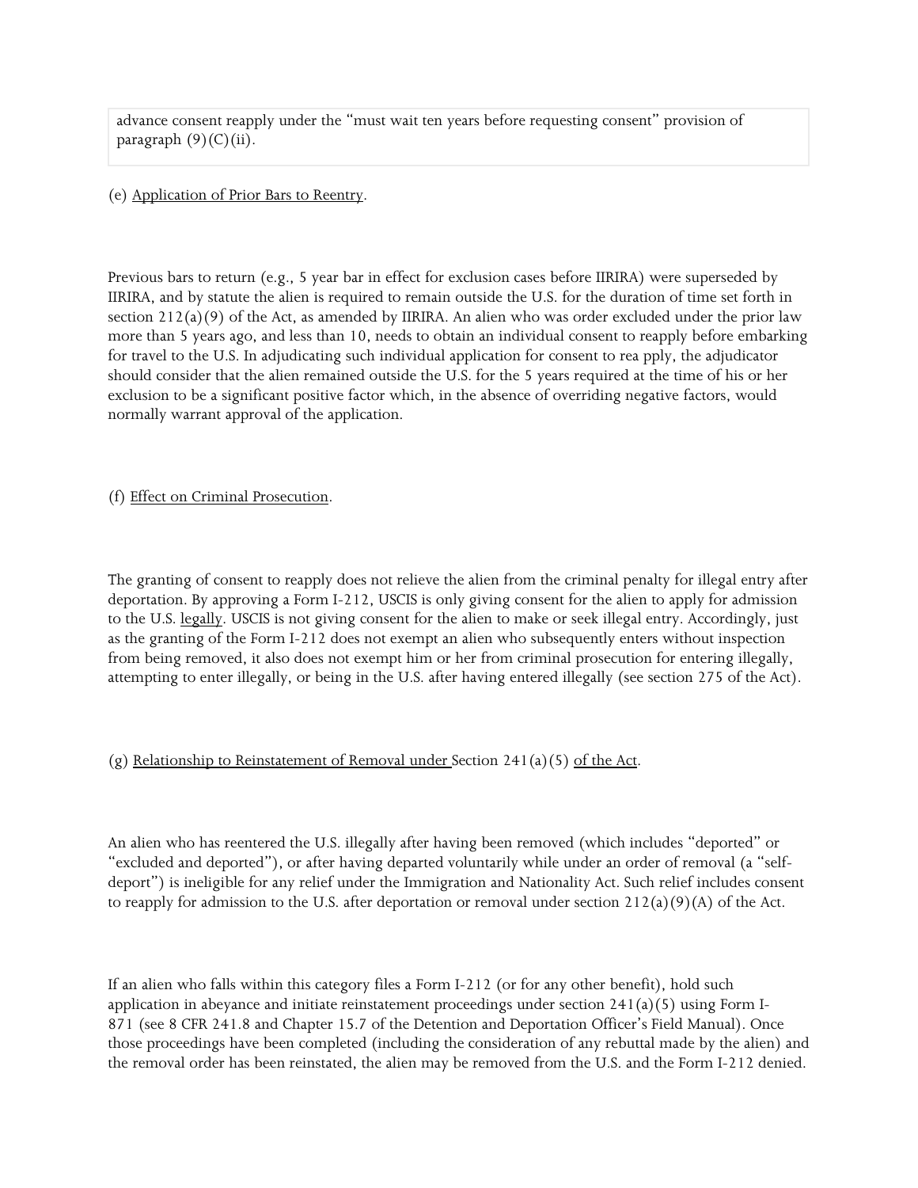advance consent reapply under the "must wait ten years before requesting consent" provision of paragraph (9)(C)(ii).

(e) Application of Prior Bars to Reentry.

Previous bars to return (e.g., 5 year bar in effect for exclusion cases before IIRIRA) were superseded by IIRIRA, and by statute the alien is required to remain outside the U.S. for the duration of time set forth in section 212(a)(9) of the Act, as amended by IIRIRA. An alien who was order excluded under the prior law more than 5 years ago, and less than 10, needs to obtain an individual consent to reapply before embarking for travel to the U.S. In adjudicating such individual application for consent to rea pply, the adjudicator should consider that the alien remained outside the U.S. for the 5 years required at the time of his or her exclusion to be a significant positive factor which, in the absence of overriding negative factors, would normally warrant approval of the application.

(f) Effect on Criminal Prosecution.

The granting of consent to reapply does not relieve the alien from the criminal penalty for illegal entry after deportation. By approving a Form I-212, USCIS is only giving consent for the alien to apply for admission to the U.S. legally. USCIS is not giving consent for the alien to make or seek illegal entry. Accordingly, just as the granting of the Form I-212 does not exempt an alien who subsequently enters without inspection from being removed, it also does not exempt him or her from criminal prosecution for entering illegally, attempting to enter illegally, or being in the U.S. after having entered illegally (see section 275 of the Act).

(g) Relationship to Reinstatement of Removal under Section 241(a)(5) of the Act.

An alien who has reentered the U.S. illegally after having been removed (which includes "deported" or "excluded and deported"), or after having departed voluntarily while under an order of removal (a "self-deport") is ineligible for any relief under the Immigration and Nationality Act. Such relief includes consent to reapply for admission to the U.S. after deportation or removal under section 212(a)(9)(A) of the Act.

If an alien who falls within this category files a Form I-212 (or for any other benefit), hold such application in abeyance and initiate reinstatement proceedings under section 241(a)(5) using Form I-871 (see 8 CFR 241.8 and Chapter 15.7 of the Detention and Deportation Officer's Field Manual). Once those proceedings have been completed (including the consideration of any rebuttal made by the alien) and the removal order has been reinstated, the alien may be removed from the U.S. and the Form I-212 denied.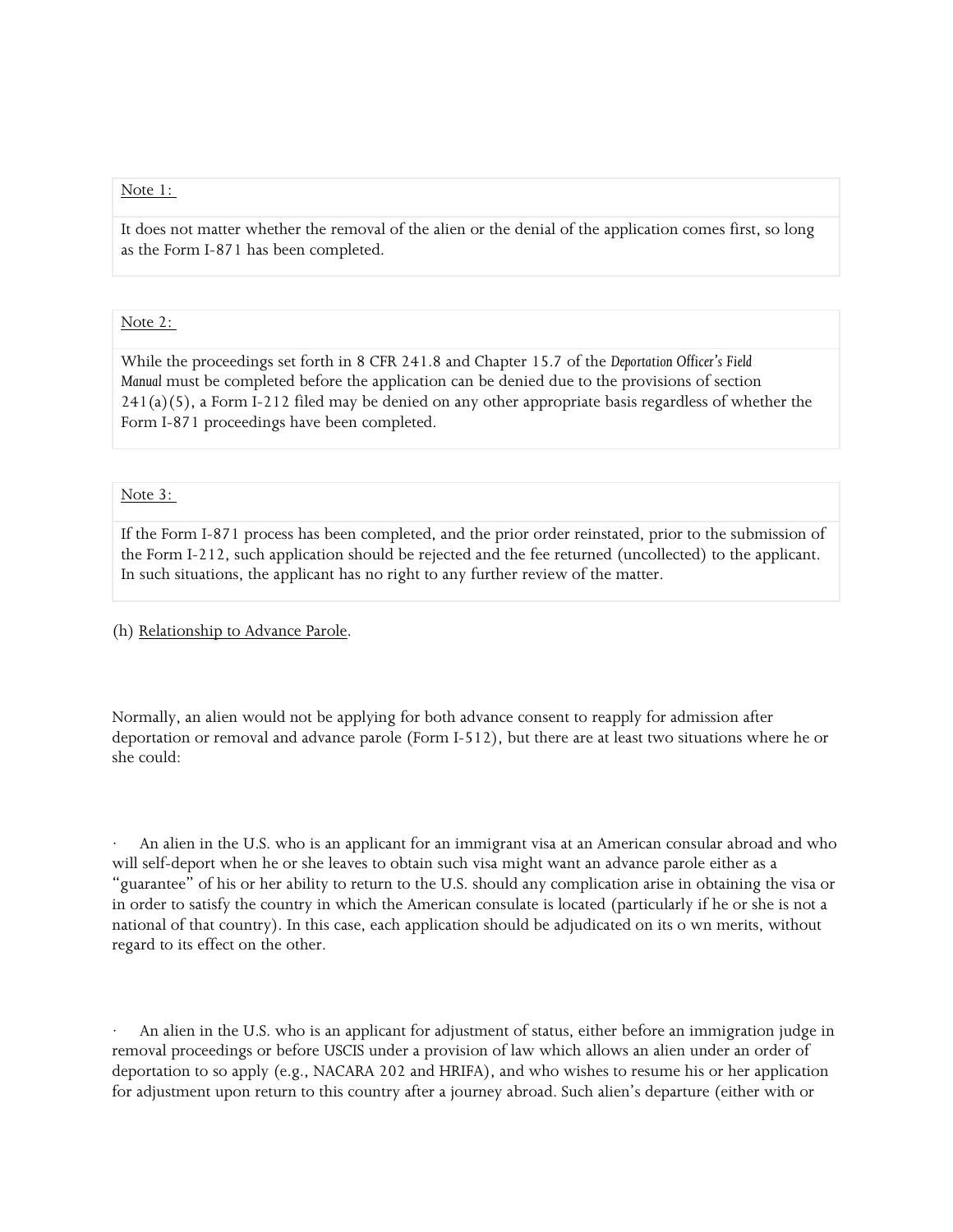| Note 1: |
| --- |
| It does not matter whether the removal of the alien or the denial of the application comes first, so long as the Form I-871 has been completed. |

| Note 2: |
| --- |
| While the proceedings set forth in 8 CFR 241.8 and Chapter 15.7 of the *Deportation Officer's Field Manual* must be completed before the application can be denied due to the provisions of section 241(a)(5), a Form I-212 filed may be denied on any other appropriate basis regardless of whether the Form I-871 proceedings have been completed. |

| Note 3: |
| --- |
| If the Form I-871 process has been completed, and the prior order reinstated, prior to the submission of the Form I-212, such application should be rejected and the fee returned (uncollected) to the applicant. In such situations, the applicant has no right to any further review of the matter. |

(h) Relationship to Advance Parole.

Normally, an alien would not be applying for both advance consent to reapply for admission after deportation or removal and advance parole (Form I-512), but there are at least two situations where he or she could:

- An alien in the U.S. who is an applicant for an immigrant visa at an American consular abroad and who will self-deport when he or she leaves to obtain such visa might want an advance parole either as a "guarantee" of his or her ability to return to the U.S. should any complication arise in obtaining the visa or in order to satisfy the country in which the American consulate is located (particularly if he or she is not a national of that country). In this case, each application should be adjudicated on its o wn merits, without regard to its effect on the other.

- An alien in the U.S. who is an applicant for adjustment of status, either before an immigration judge in removal proceedings or before USCIS under a provision of law which allows an alien under an order of deportation to so apply (e.g., NACARA 202 and HRIFA), and who wishes to resume his or her application for adjustment upon return to this country after a journey abroad. Such alien's departure (either with or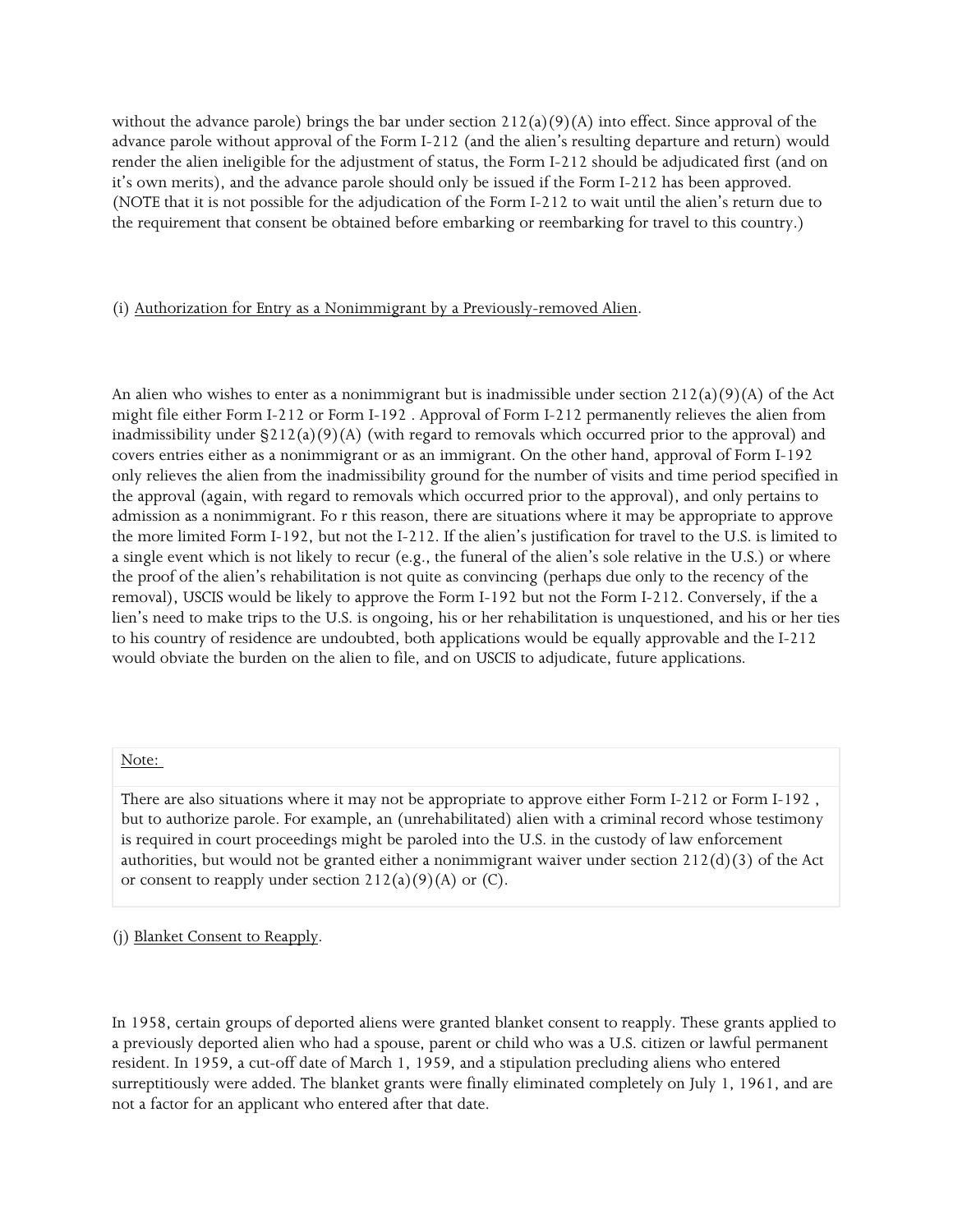without the advance parole) brings the bar under section 212(a)(9)(A) into effect. Since approval of the advance parole without approval of the Form I-212 (and the alien's resulting departure and return) would render the alien ineligible for the adjustment of status, the Form I-212 should be adjudicated first (and on it's own merits), and the advance parole should only be issued if the Form I-212 has been approved. (NOTE that it is not possible for the adjudication of the Form I-212 to wait until the alien's return due to the requirement that consent be obtained before embarking or reembarking for travel to this country.)

(i) Authorization for Entry as a Nonimmigrant by a Previously-removed Alien.

An alien who wishes to enter as a nonimmigrant but is inadmissible under section 212(a)(9)(A) of the Act might file either Form I-212 or Form I-192 . Approval of Form I-212 permanently relieves the alien from inadmissibility under §212(a)(9)(A) (with regard to removals which occurred prior to the approval) and covers entries either as a nonimmigrant or as an immigrant. On the other hand, approval of Form I-192 only relieves the alien from the inadmissibility ground for the number of visits and time period specified in the approval (again, with regard to removals which occurred prior to the approval), and only pertains to admission as a nonimmigrant. Fo r this reason, there are situations where it may be appropriate to approve the more limited Form I-192, but not the I-212. If the alien's justification for travel to the U.S. is limited to a single event which is not likely to recur (e.g., the funeral of the alien's sole relative in the U.S.) or where the proof of the alien's rehabilitation is not quite as convincing (perhaps due only to the recency of the removal), USCIS would be likely to approve the Form I-192 but not the Form I-212. Conversely, if the a lien's need to make trips to the U.S. is ongoing, his or her rehabilitation is unquestioned, and his or her ties to his country of residence are undoubted, both applications would be equally approvable and the I-212 would obviate the burden on the alien to file, and on USCIS to adjudicate, future applications.

| Note: |
| --- |
| There are also situations where it may not be appropriate to approve either Form I-212 or Form I-192 , but to authorize parole. For example, an (unrehabilitated) alien with a criminal record whose testimony is required in court proceedings might be paroled into the U.S. in the custody of law enforcement authorities, but would not be granted either a nonimmigrant waiver under section 212(d)(3) of the Act or consent to reapply under section 212(a)(9)(A) or (C). |

(j) Blanket Consent to Reapply.

In 1958, certain groups of deported aliens were granted blanket consent to reapply. These grants applied to a previously deported alien who had a spouse, parent or child who was a U.S. citizen or lawful permanent resident. In 1959, a cut-off date of March 1, 1959, and a stipulation precluding aliens who entered surreptitiously were added. The blanket grants were finally eliminated completely on July 1, 1961, and are not a factor for an applicant who entered after that date.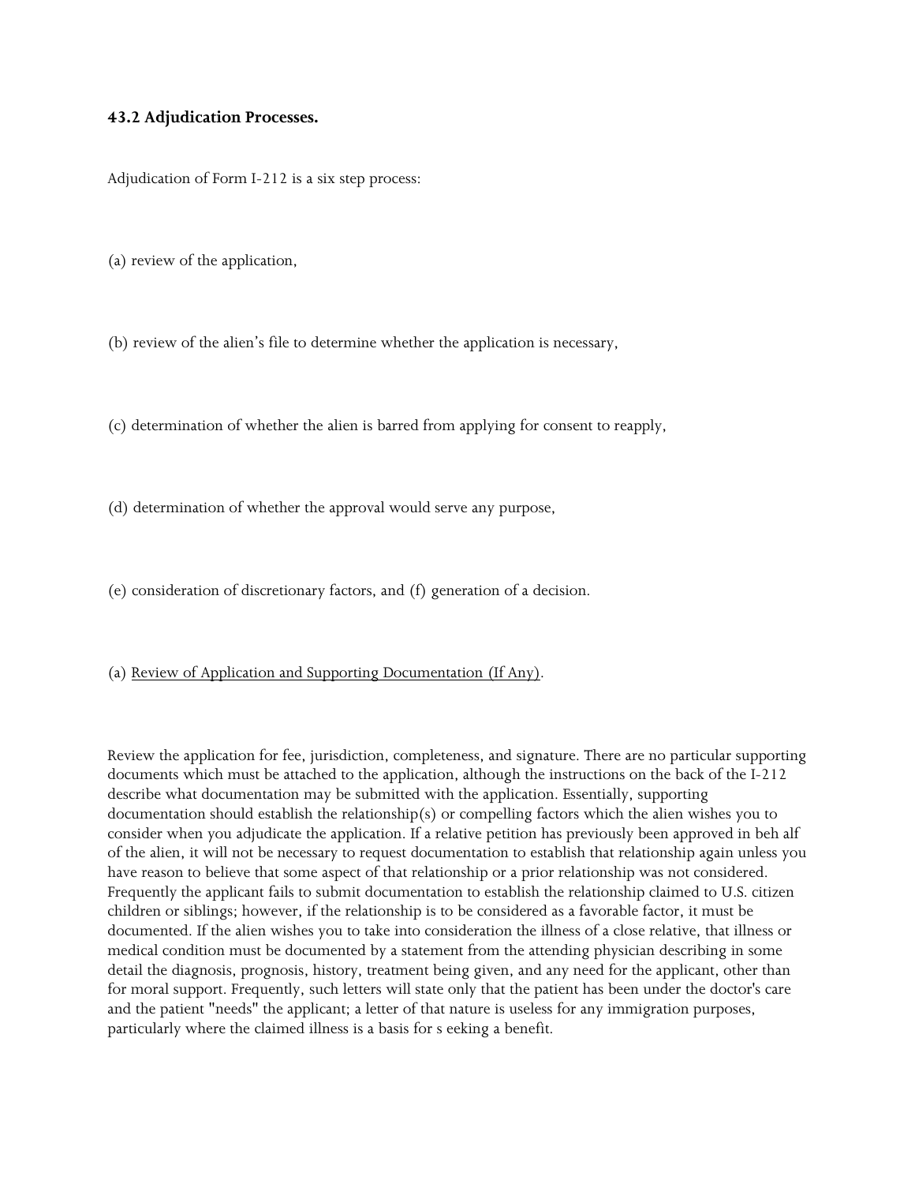### 43.2 Adjudication Processes.

Adjudication of Form I-212 is a six step process:

(a) review of the application,

(b) review of the alien's file to determine whether the application is necessary,

(c) determination of whether the alien is barred from applying for consent to reapply,

(d) determination of whether the approval would serve any purpose,

(e) consideration of discretionary factors, and (f) generation of a decision.

(a) Review of Application and Supporting Documentation (If Any).

Review the application for fee, jurisdiction, completeness, and signature. There are no particular supporting documents which must be attached to the application, although the instructions on the back of the I-212 describe what documentation may be submitted with the application. Essentially, supporting documentation should establish the relationship(s) or compelling factors which the alien wishes you to consider when you adjudicate the application. If a relative petition has previously been approved in beh alf of the alien, it will not be necessary to request documentation to establish that relationship again unless you have reason to believe that some aspect of that relationship or a prior relationship was not considered. Frequently the applicant fails to submit documentation to establish the relationship claimed to U.S. citizen children or siblings; however, if the relationship is to be considered as a favorable factor, it must be documented. If the alien wishes you to take into consideration the illness of a close relative, that illness or medical condition must be documented by a statement from the attending physician describing in some detail the diagnosis, prognosis, history, treatment being given, and any need for the applicant, other than for moral support. Frequently, such letters will state only that the patient has been under the doctor's care and the patient "needs" the applicant; a letter of that nature is useless for any immigration purposes, particularly where the claimed illness is a basis for s eeking a benefit.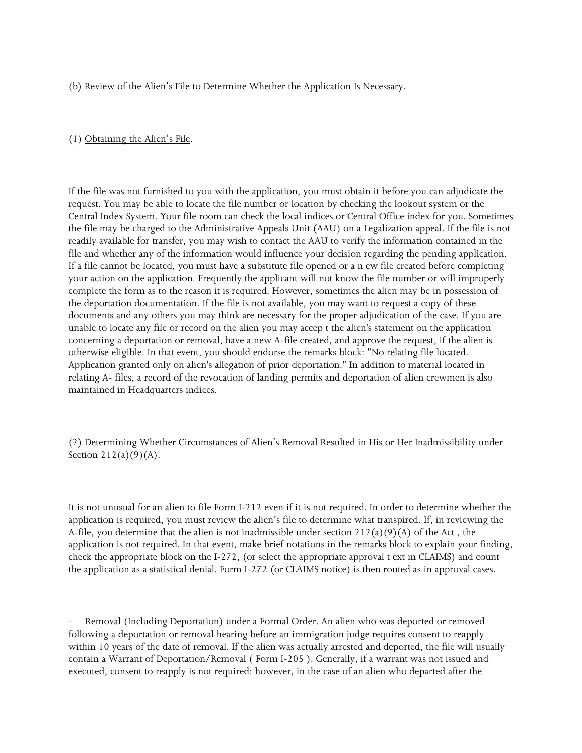(b) Review of the Alien's File to Determine Whether the Application Is Necessary.

(1) Obtaining the Alien's File.

If the file was not furnished to you with the application, you must obtain it before you can adjudicate the request. You may be able to locate the file number or location by checking the lookout system or the Central Index System. Your file room can check the local indices or Central Office index for you. Sometimes the file may be charged to the Administrative Appeals Unit (AAU) on a Legalization appeal. If the file is not readily available for transfer, you may wish to contact the AAU to verify the information contained in the file and whether any of the information would influence your decision regarding the pending application. If a file cannot be located, you must have a substitute file opened or a n ew file created before completing your action on the application. Frequently the applicant will not know the file number or will improperly complete the form as to the reason it is required. However, sometimes the alien may be in possession of the deportation documentation. If the file is not available, you may want to request a copy of these documents and any others you may think are necessary for the proper adjudication of the case. If you are unable to locate any file or record on the alien you may accep t the alien's statement on the application concerning a deportation or removal, have a new A-file created, and approve the request, if the alien is otherwise eligible. In that event, you should endorse the remarks block: "No relating file located. Application granted only on alien's allegation of prior deportation." In addition to material located in relating A- files, a record of the revocation of landing permits and deportation of alien crewmen is also maintained in Headquarters indices.

(2) Determining Whether Circumstances of Alien's Removal Resulted in His or Her Inadmissibility under Section 212(a)(9)(A).

It is not unusual for an alien to file Form I-212 even if it is not required. In order to determine whether the application is required, you must review the alien's file to determine what transpired. If, in reviewing the A-file, you determine that the alien is not inadmissible under section 212(a)(9)(A) of the Act , the application is not required. In that event, make brief notations in the remarks block to explain your finding, check the appropriate block on the I-272, (or select the appropriate approval t ext in CLAIMS) and count the application as a statistical denial. Form I-272 (or CLAIMS notice) is then routed as in approval cases.

- Removal (Including Deportation) under a Formal Order. An alien who was deported or removed following a deportation or removal hearing before an immigration judge requires consent to reapply within 10 years of the date of removal. If the alien was actually arrested and deported, the file will usually contain a Warrant of Deportation/Removal ( Form I-205 ). Generally, if a warrant was not issued and executed, consent to reapply is not required: however, in the case of an alien who departed after the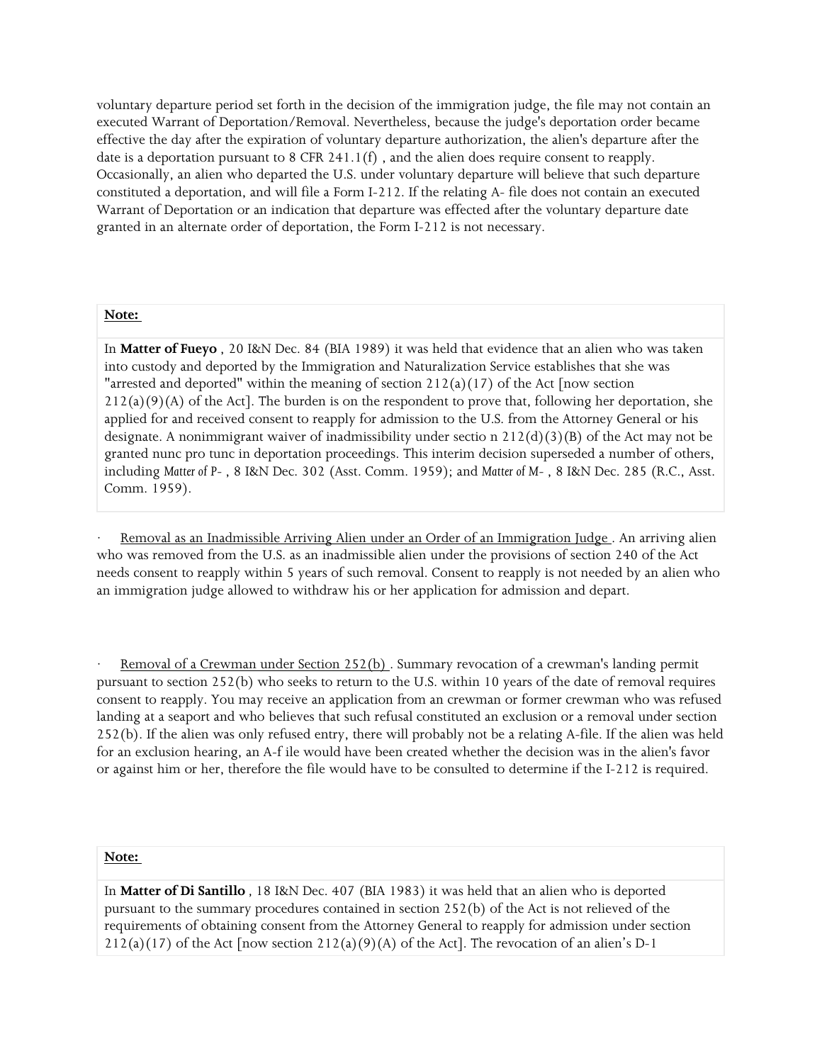voluntary departure period set forth in the decision of the immigration judge, the file may not contain an executed Warrant of Deportation/Removal. Nevertheless, because the judge's deportation order became effective the day after the expiration of voluntary departure authorization, the alien's departure after the date is a deportation pursuant to 8 CFR 241.1(f) , and the alien does require consent to reapply. Occasionally, an alien who departed the U.S. under voluntary departure will believe that such departure constituted a deportation, and will file a Form I-212. If the relating A- file does not contain an executed Warrant of Deportation or an indication that departure was effected after the voluntary departure date granted in an alternate order of deportation, the Form I-212 is not necessary.

| **Note:** |
| --- |
| In **Matter of Fueyo** , 20 I&N Dec. 84 (BIA 1989) it was held that evidence that an alien who was taken into custody and deported by the Immigration and Naturalization Service establishes that she was "arrested and deported" within the meaning of section 212(a)(17) of the Act [now section 212(a)(9)(A) of the Act]. The burden is on the respondent to prove that, following her deportation, she applied for and received consent to reapply for admission to the U.S. from the Attorney General or his designate. A nonimmigrant waiver of inadmissibility under sectio n 212(d)(3)(B) of the Act may not be granted nunc pro tunc in deportation proceedings. This interim decision superseded a number of others, including *Matter of P-* , 8 I&N Dec. 302 (Asst. Comm. 1959); and *Matter of M-* , 8 I&N Dec. 285 (R.C., Asst. Comm. 1959). |

· Removal as an Inadmissible Arriving Alien under an Order of an Immigration Judge . An arriving alien who was removed from the U.S. as an inadmissible alien under the provisions of section 240 of the Act needs consent to reapply within 5 years of such removal. Consent to reapply is not needed by an alien who an immigration judge allowed to withdraw his or her application for admission and depart.

· Removal of a Crewman under Section 252(b) . Summary revocation of a crewman's landing permit pursuant to section 252(b) who seeks to return to the U.S. within 10 years of the date of removal requires consent to reapply. You may receive an application from an crewman or former crewman who was refused landing at a seaport and who believes that such refusal constituted an exclusion or a removal under section 252(b). If the alien was only refused entry, there will probably not be a relating A-file. If the alien was held for an exclusion hearing, an A-f ile would have been created whether the decision was in the alien's favor or against him or her, therefore the file would have to be consulted to determine if the I-212 is required.

| **Note:** |
| --- |
| In **Matter of Di Santillo** , 18 I&N Dec. 407 (BIA 1983) it was held that an alien who is deported pursuant to the summary procedures contained in section 252(b) of the Act is not relieved of the requirements of obtaining consent from the Attorney General to reapply for admission under section 212(a)(17) of the Act [now section 212(a)(9)(A) of the Act]. The revocation of an alien's D-1 |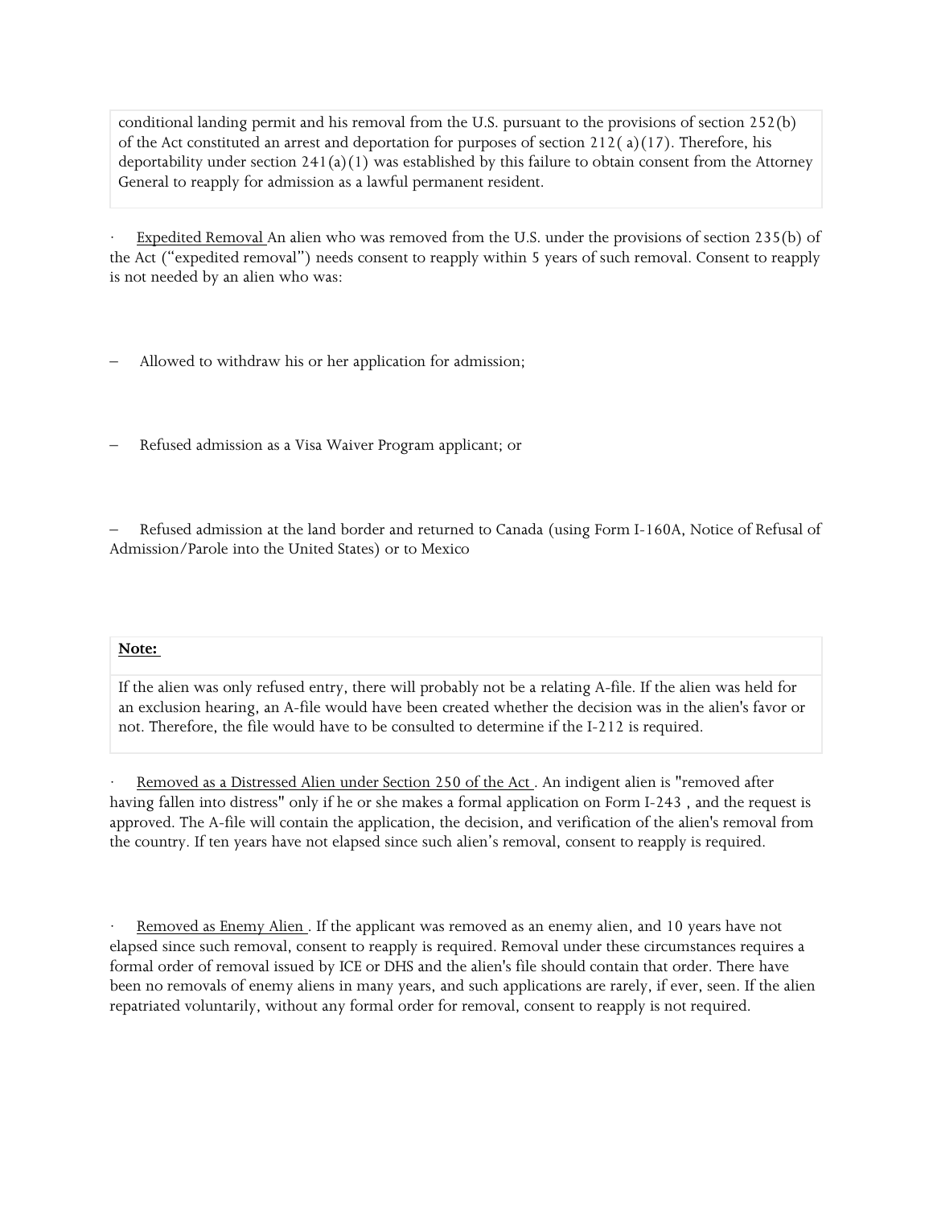conditional landing permit and his removal from the U.S. pursuant to the provisions of section 252(b) of the Act constituted an arrest and deportation for purposes of section 212( a)(17). Therefore, his deportability under section 241(a)(1) was established by this failure to obtain consent from the Attorney General to reapply for admission as a lawful permanent resident.

· <u>Expedited Removal</u> An alien who was removed from the U.S. under the provisions of section 235(b) of the Act ("expedited removal") needs consent to reapply within 5 years of such removal. Consent to reapply is not needed by an alien who was:

– Allowed to withdraw his or her application for admission;

– Refused admission as a Visa Waiver Program applicant; or

– Refused admission at the land border and returned to Canada (using Form I-160A, Notice of Refusal of Admission/Parole into the United States) or to Mexico

| **Note:** |
| --- |
| If the alien was only refused entry, there will probably not be a relating A-file. If the alien was held for an exclusion hearing, an A-file would have been created whether the decision was in the alien's favor or not. Therefore, the file would have to be consulted to determine if the I-212 is required. |

· <u>Removed as a Distressed Alien under Section 250 of the Act</u> . An indigent alien is "removed after having fallen into distress" only if he or she makes a formal application on Form I-243 , and the request is approved. The A-file will contain the application, the decision, and verification of the alien's removal from the country. If ten years have not elapsed since such alien's removal, consent to reapply is required.

· <u>Removed as Enemy Alien</u> . If the applicant was removed as an enemy alien, and 10 years have not elapsed since such removal, consent to reapply is required. Removal under these circumstances requires a formal order of removal issued by ICE or DHS and the alien's file should contain that order. There have been no removals of enemy aliens in many years, and such applications are rarely, if ever, seen. If the alien repatriated voluntarily, without any formal order for removal, consent to reapply is not required.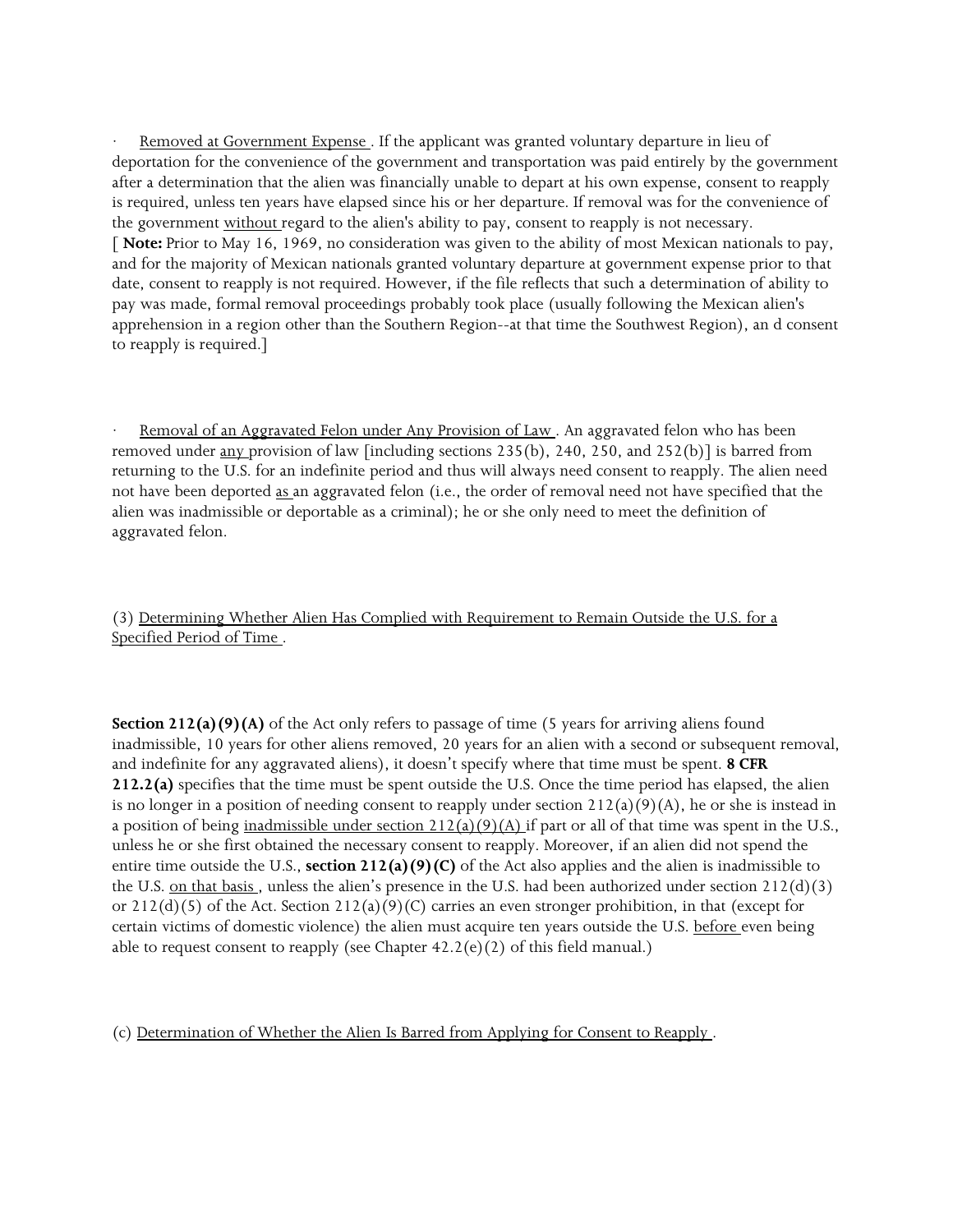· Removed at Government Expense. If the applicant was granted voluntary departure in lieu of deportation for the convenience of the government and transportation was paid entirely by the government after a determination that the alien was financially unable to depart at his own expense, consent to reapply is required, unless ten years have elapsed since his or her departure. If removal was for the convenience of the government without regard to the alien's ability to pay, consent to reapply is not necessary. [ **Note:** Prior to May 16, 1969, no consideration was given to the ability of most Mexican nationals to pay, and for the majority of Mexican nationals granted voluntary departure at government expense prior to that date, consent to reapply is not required. However, if the file reflects that such a determination of ability to pay was made, formal removal proceedings probably took place (usually following the Mexican alien's apprehension in a region other than the Southern Region--at that time the Southwest Region), an d consent to reapply is required.]

· Removal of an Aggravated Felon under Any Provision of Law. An aggravated felon who has been removed under any provision of law [including sections 235(b), 240, 250, and 252(b)] is barred from returning to the U.S. for an indefinite period and thus will always need consent to reapply. The alien need not have been deported as an aggravated felon (i.e., the order of removal need not have specified that the alien was inadmissible or deportable as a criminal); he or she only need to meet the definition of aggravated felon.

(3) Determining Whether Alien Has Complied with Requirement to Remain Outside the U.S. for a Specified Period of Time.

**Section 212(a)(9)(A)** of the Act only refers to passage of time (5 years for arriving aliens found inadmissible, 10 years for other aliens removed, 20 years for an alien with a second or subsequent removal, and indefinite for any aggravated aliens), it doesn't specify where that time must be spent. **8 CFR 212.2(a)** specifies that the time must be spent outside the U.S. Once the time period has elapsed, the alien is no longer in a position of needing consent to reapply under section 212(a)(9)(A), he or she is instead in a position of being inadmissible under section 212(a)(9)(A) if part or all of that time was spent in the U.S., unless he or she first obtained the necessary consent to reapply. Moreover, if an alien did not spend the entire time outside the U.S., **section 212(a)(9)(C)** of the Act also applies and the alien is inadmissible to the U.S. on that basis, unless the alien's presence in the U.S. had been authorized under section 212(d)(3) or 212(d)(5) of the Act. Section 212(a)(9)(C) carries an even stronger prohibition, in that (except for certain victims of domestic violence) the alien must acquire ten years outside the U.S. before even being able to request consent to reapply (see Chapter 42.2(e)(2) of this field manual.)

(c) Determination of Whether the Alien Is Barred from Applying for Consent to Reapply.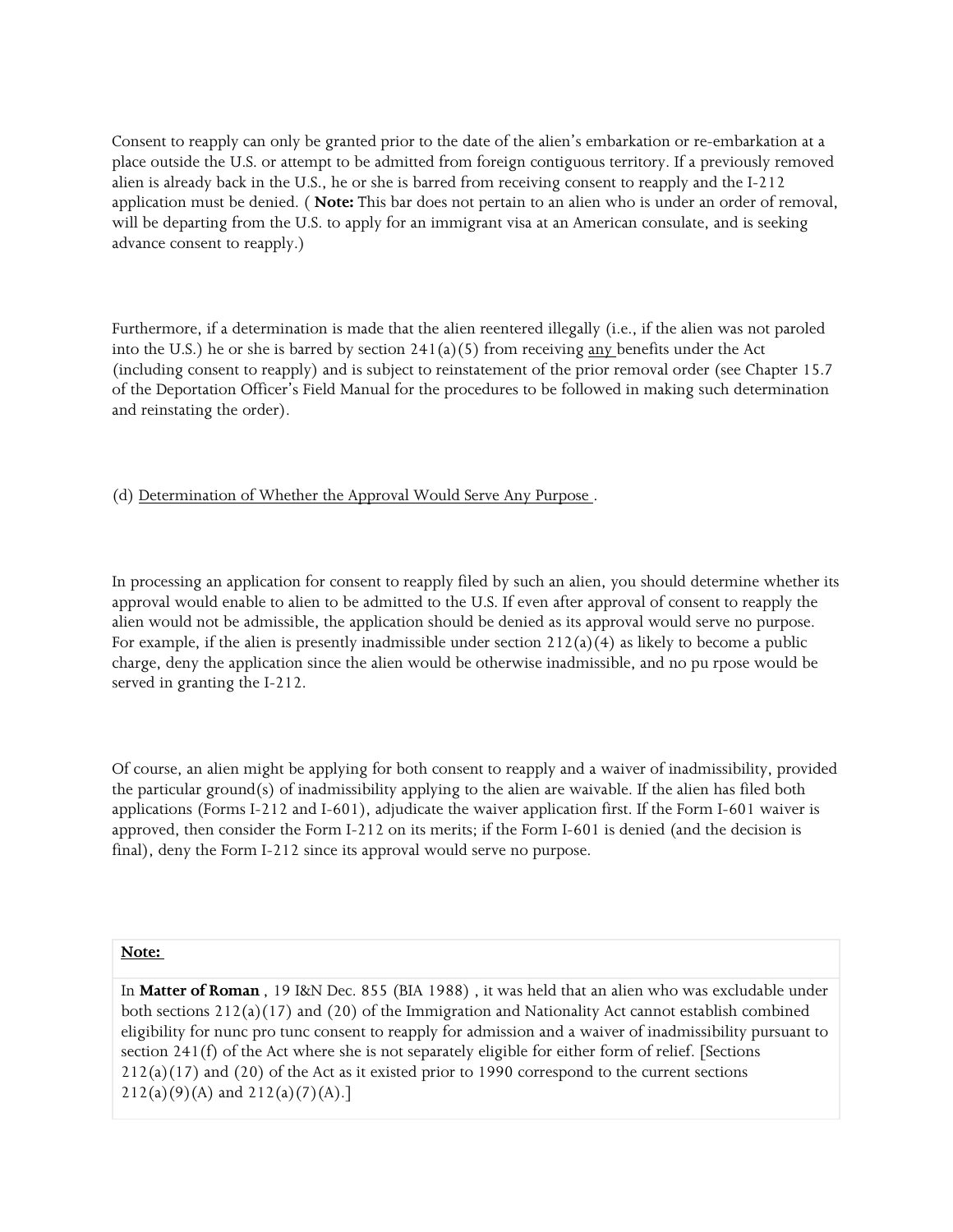Consent to reapply can only be granted prior to the date of the alien's embarkation or re-embarkation at a place outside the U.S. or attempt to be admitted from foreign contiguous territory. If a previously removed alien is already back in the U.S., he or she is barred from receiving consent to reapply and the I-212 application must be denied. ( **Note:** This bar does not pertain to an alien who is under an order of removal, will be departing from the U.S. to apply for an immigrant visa at an American consulate, and is seeking advance consent to reapply.)

Furthermore, if a determination is made that the alien reentered illegally (i.e., if the alien was not paroled into the U.S.) he or she is barred by section 241(a)(5) from receiving <u>any</u> benefits under the Act (including consent to reapply) and is subject to reinstatement of the prior removal order (see Chapter 15.7 of the Deportation Officer's Field Manual for the procedures to be followed in making such determination and reinstating the order).

(d) <u>Determination of Whether the Approval Would Serve Any Purpose</u> .

In processing an application for consent to reapply filed by such an alien, you should determine whether its approval would enable to alien to be admitted to the U.S. If even after approval of consent to reapply the alien would not be admissible, the application should be denied as its approval would serve no purpose. For example, if the alien is presently inadmissible under section 212(a)(4) as likely to become a public charge, deny the application since the alien would be otherwise inadmissible, and no pu rpose would be served in granting the I-212.

Of course, an alien might be applying for both consent to reapply and a waiver of inadmissibility, provided the particular ground(s) of inadmissibility applying to the alien are waivable. If the alien has filed both applications (Forms I-212 and I-601), adjudicate the waiver application first. If the Form I-601 waiver is approved, then consider the Form I-212 on its merits; if the Form I-601 is denied (and the decision is final), deny the Form I-212 since its approval would serve no purpose.

| **Note:** |
| --- |
| In **Matter of Roman** , 19 I&N Dec. 855 (BIA 1988) , it was held that an alien who was excludable under both sections 212(a)(17) and (20) of the Immigration and Nationality Act cannot establish combined eligibility for nunc pro tunc consent to reapply for admission and a waiver of inadmissibility pursuant to section 241(f) of the Act where she is not separately eligible for either form of relief. [Sections 212(a)(17) and (20) of the Act as it existed prior to 1990 correspond to the current sections 212(a)(9)(A) and 212(a)(7)(A).] |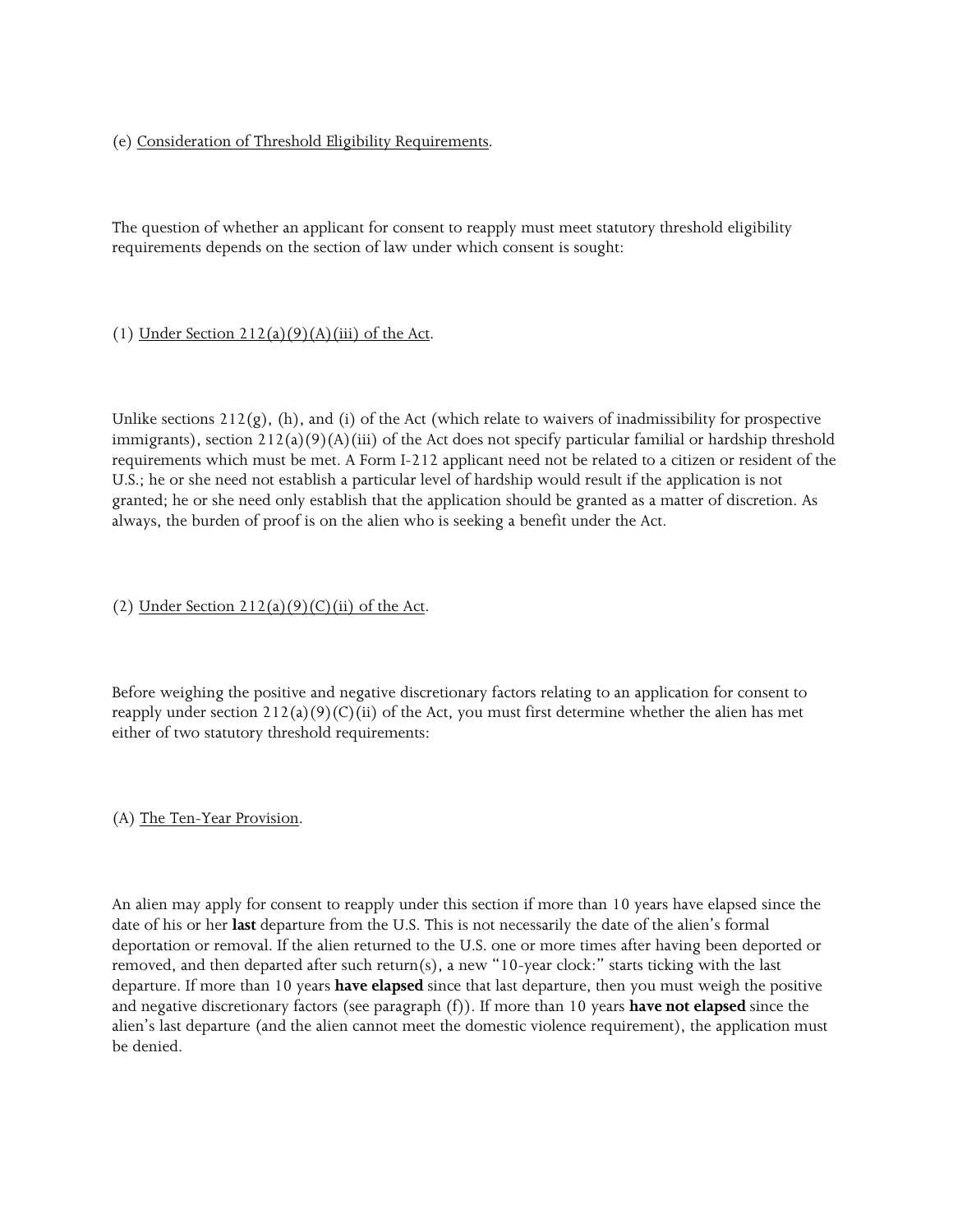(e) Consideration of Threshold Eligibility Requirements.

The question of whether an applicant for consent to reapply must meet statutory threshold eligibility requirements depends on the section of law under which consent is sought:

(1) Under Section 212(a)(9)(A)(iii) of the Act.

Unlike sections 212(g), (h), and (i) of the Act (which relate to waivers of inadmissibility for prospective immigrants), section 212(a)(9)(A)(iii) of the Act does not specify particular familial or hardship threshold requirements which must be met. A Form I-212 applicant need not be related to a citizen or resident of the U.S.; he or she need not establish a particular level of hardship would result if the application is not granted; he or she need only establish that the application should be granted as a matter of discretion. As always, the burden of proof is on the alien who is seeking a benefit under the Act.

(2) Under Section 212(a)(9)(C)(ii) of the Act.

Before weighing the positive and negative discretionary factors relating to an application for consent to reapply under section 212(a)(9)(C)(ii) of the Act, you must first determine whether the alien has met either of two statutory threshold requirements:

(A) The Ten-Year Provision.

An alien may apply for consent to reapply under this section if more than 10 years have elapsed since the date of his or her **last** departure from the U.S. This is not necessarily the date of the alien's formal deportation or removal. If the alien returned to the U.S. one or more times after having been deported or removed, and then departed after such return(s), a new "10-year clock:" starts ticking with the last departure. If more than 10 years **have elapsed** since that last departure, then you must weigh the positive and negative discretionary factors (see paragraph (f)). If more than 10 years **have not elapsed** since the alien's last departure (and the alien cannot meet the domestic violence requirement), the application must be denied.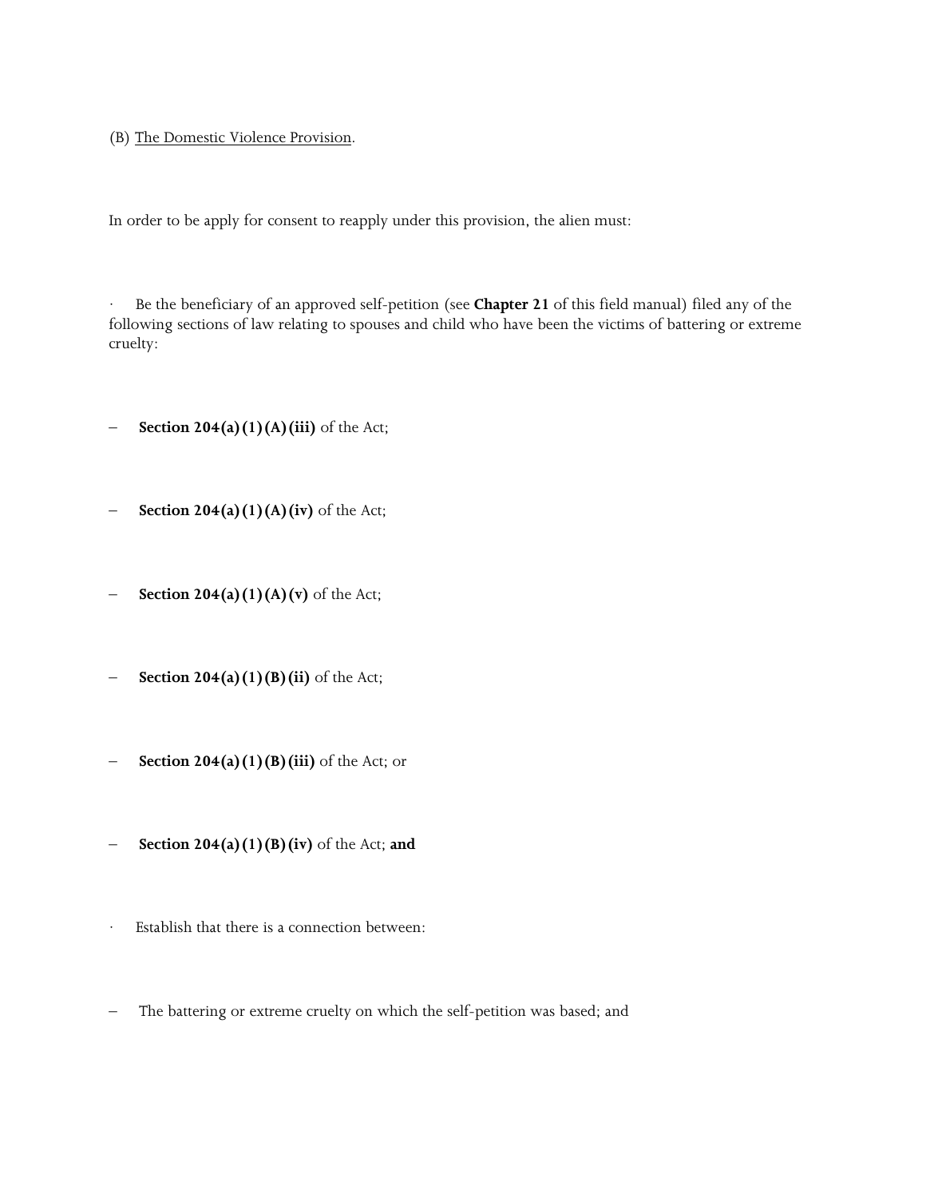(B) <u>The Domestic Violence Provision</u>.

In order to be apply for consent to reapply under this provision, the alien must:

- Be the beneficiary of an approved self-petition (see **Chapter 21** of this field manual) filed any of the following sections of law relating to spouses and child who have been the victims of battering or extreme cruelty:

  - **Section 204(a)(1)(A)(iii)** of the Act;
  - **Section 204(a)(1)(A)(iv)** of the Act;
  - **Section 204(a)(1)(A)(v)** of the Act;
  - **Section 204(a)(1)(B)(ii)** of the Act;
  - **Section 204(a)(1)(B)(iii)** of the Act; or
  - **Section 204(a)(1)(B)(iv)** of the Act; **and**

- Establish that there is a connection between:

  - The battering or extreme cruelty on which the self-petition was based; and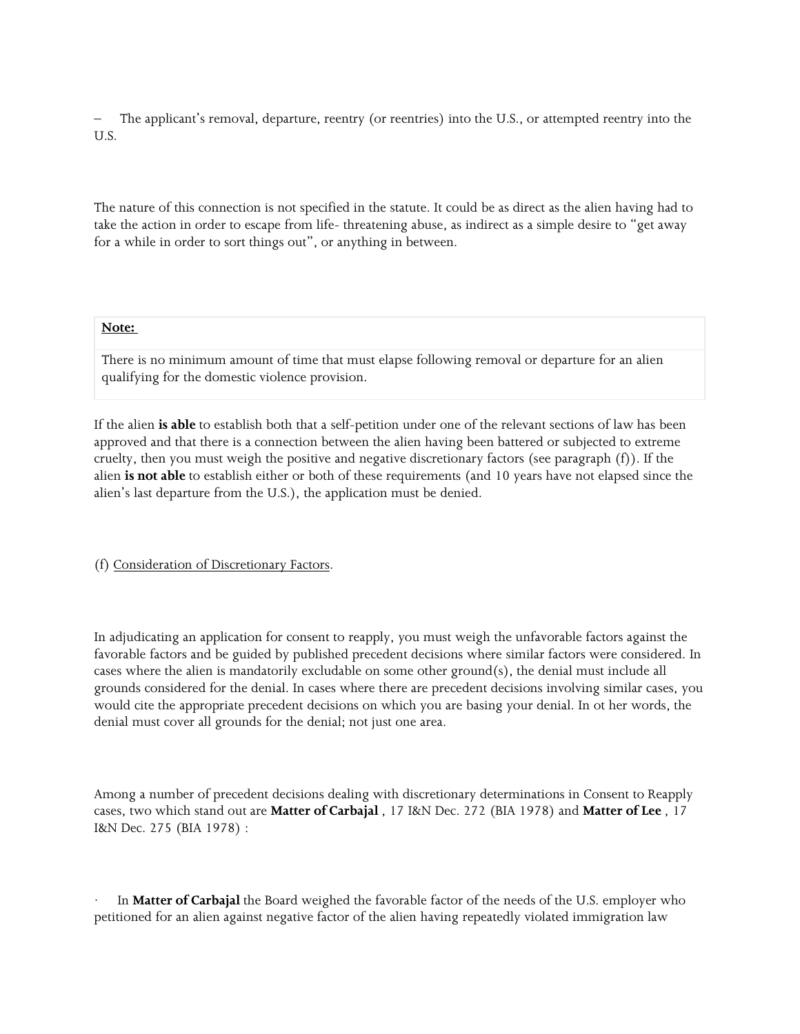– The applicant's removal, departure, reentry (or reentries) into the U.S., or attempted reentry into the U.S.

The nature of this connection is not specified in the statute. It could be as direct as the alien having had to take the action in order to escape from life- threatening abuse, as indirect as a simple desire to "get away for a while in order to sort things out", or anything in between.

| **Note:** |
| --- |
| There is no minimum amount of time that must elapse following removal or departure for an alien qualifying for the domestic violence provision. |

If the alien **is able** to establish both that a self-petition under one of the relevant sections of law has been approved and that there is a connection between the alien having been battered or subjected to extreme cruelty, then you must weigh the positive and negative discretionary factors (see paragraph (f)). If the alien **is not able** to establish either or both of these requirements (and 10 years have not elapsed since the alien's last departure from the U.S.), the application must be denied.

(f) Consideration of Discretionary Factors.

In adjudicating an application for consent to reapply, you must weigh the unfavorable factors against the favorable factors and be guided by published precedent decisions where similar factors were considered. In cases where the alien is mandatorily excludable on some other ground(s), the denial must include all grounds considered for the denial. In cases where there are precedent decisions involving similar cases, you would cite the appropriate precedent decisions on which you are basing your denial. In ot her words, the denial must cover all grounds for the denial; not just one area.

Among a number of precedent decisions dealing with discretionary determinations in Consent to Reapply cases, two which stand out are **Matter of Carbajal** , 17 I&N Dec. 272 (BIA 1978) and **Matter of Lee** , 17 I&N Dec. 275 (BIA 1978) :

· In **Matter of Carbajal** the Board weighed the favorable factor of the needs of the U.S. employer who petitioned for an alien against negative factor of the alien having repeatedly violated immigration law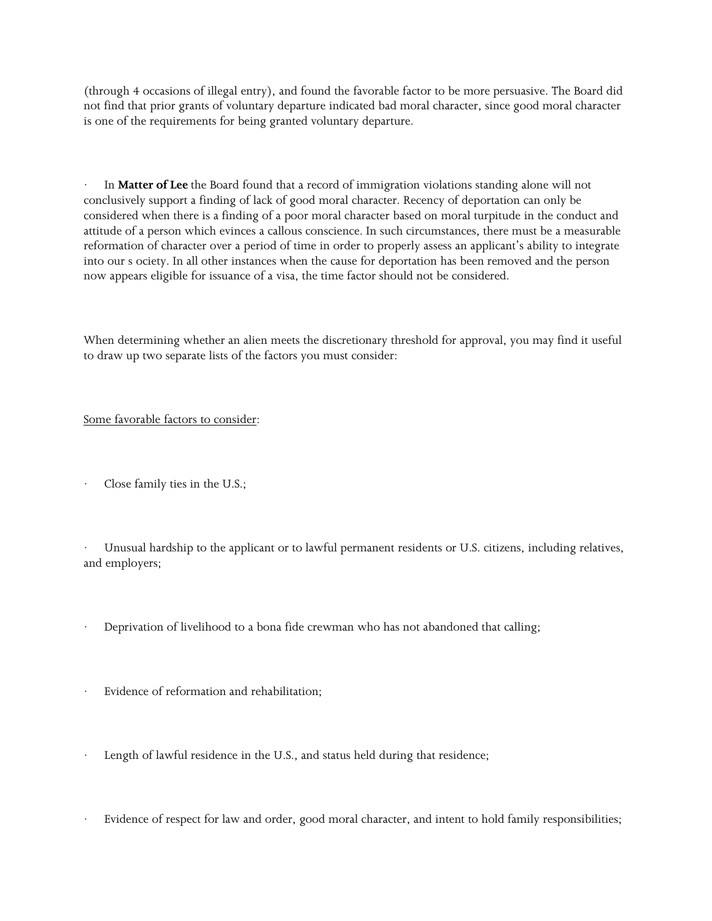(through 4 occasions of illegal entry), and found the favorable factor to be more persuasive. The Board did not find that prior grants of voluntary departure indicated bad moral character, since good moral character is one of the requirements for being granted voluntary departure.

- In **Matter of Lee** the Board found that a record of immigration violations standing alone will not conclusively support a finding of lack of good moral character. Recency of deportation can only be considered when there is a finding of a poor moral character based on moral turpitude in the conduct and attitude of a person which evinces a callous conscience. In such circumstances, there must be a measurable reformation of character over a period of time in order to properly assess an applicant's ability to integrate into our s ociety. In all other instances when the cause for deportation has been removed and the person now appears eligible for issuance of a visa, the time factor should not be considered.

When determining whether an alien meets the discretionary threshold for approval, you may find it useful to draw up two separate lists of the factors you must consider:

<u>Some favorable factors to consider</u>:

- Close family ties in the U.S.;
- Unusual hardship to the applicant or to lawful permanent residents or U.S. citizens, including relatives, and employers;
- Deprivation of livelihood to a bona fide crewman who has not abandoned that calling;
- Evidence of reformation and rehabilitation;
- Length of lawful residence in the U.S., and status held during that residence;
- Evidence of respect for law and order, good moral character, and intent to hold family responsibilities;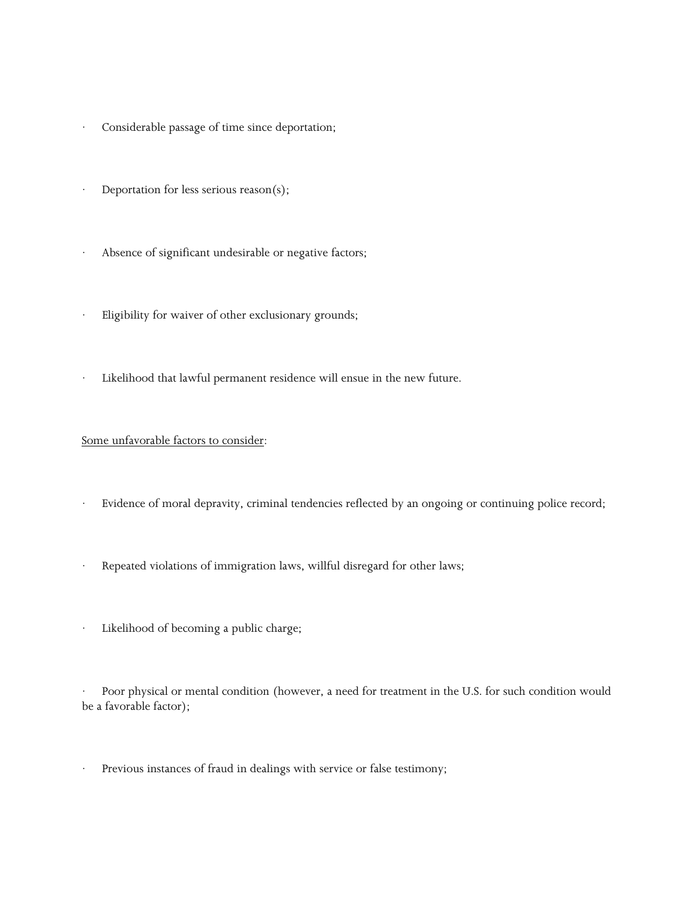- Considerable passage of time since deportation;

- Deportation for less serious reason(s);

- Absence of significant undesirable or negative factors;

- Eligibility for waiver of other exclusionary grounds;

- Likelihood that lawful permanent residence will ensue in the new future.

<u>Some unfavorable factors to consider</u>:

- Evidence of moral depravity, criminal tendencies reflected by an ongoing or continuing police record;

- Repeated violations of immigration laws, willful disregard for other laws;

- Likelihood of becoming a public charge;

- Poor physical or mental condition (however, a need for treatment in the U.S. for such condition would be a favorable factor);

- Previous instances of fraud in dealings with service or false testimony;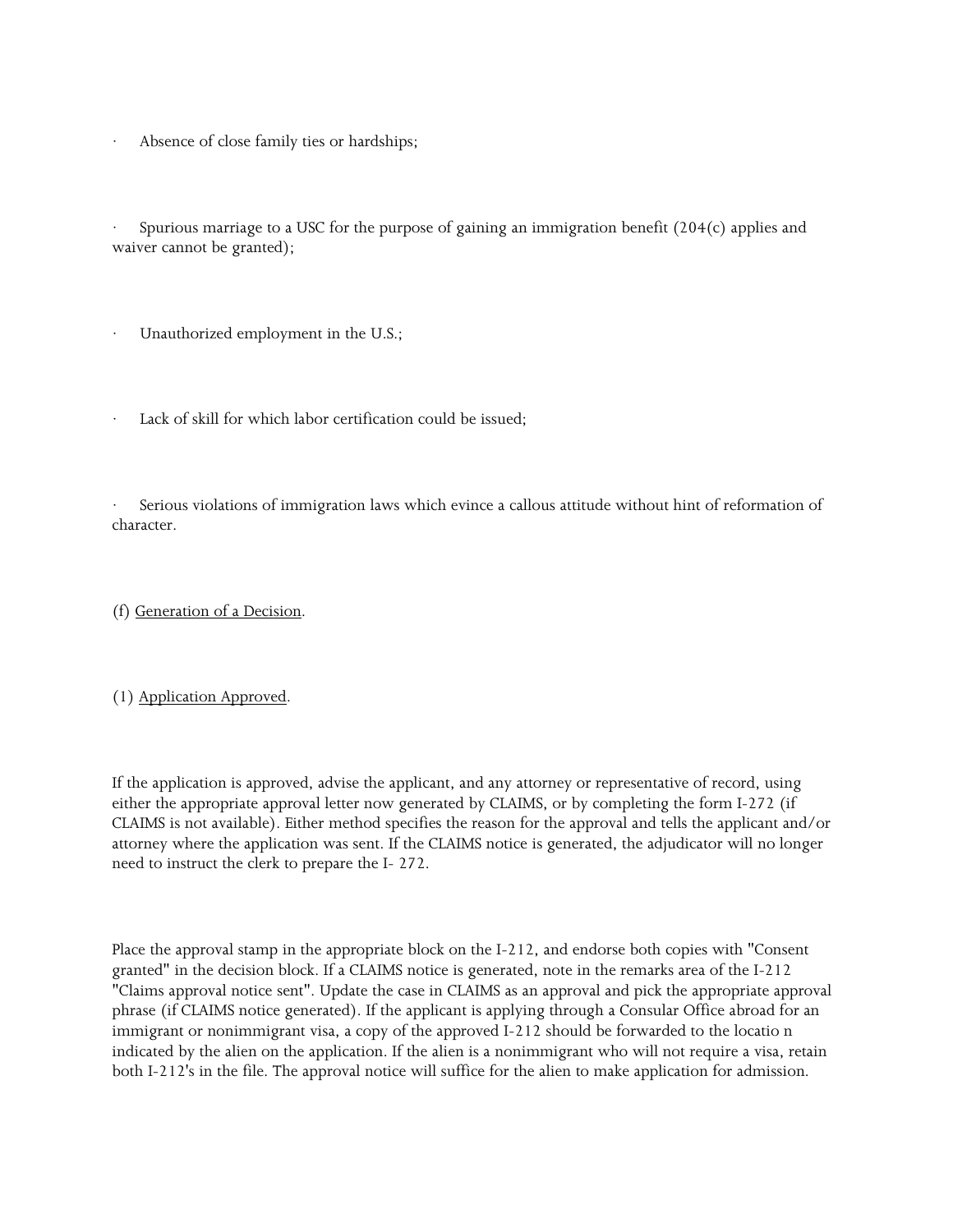- Absence of close family ties or hardships;

- Spurious marriage to a USC for the purpose of gaining an immigration benefit (204(c) applies and waiver cannot be granted);

- Unauthorized employment in the U.S.;

- Lack of skill for which labor certification could be issued;

- Serious violations of immigration laws which evince a callous attitude without hint of reformation of character.

(f) Generation of a Decision.

(1) Application Approved.

If the application is approved, advise the applicant, and any attorney or representative of record, using either the appropriate approval letter now generated by CLAIMS, or by completing the form I-272 (if CLAIMS is not available). Either method specifies the reason for the approval and tells the applicant and/or attorney where the application was sent. If the CLAIMS notice is generated, the adjudicator will no longer need to instruct the clerk to prepare the I- 272.

Place the approval stamp in the appropriate block on the I-212, and endorse both copies with "Consent granted" in the decision block. If a CLAIMS notice is generated, note in the remarks area of the I-212 "Claims approval notice sent". Update the case in CLAIMS as an approval and pick the appropriate approval phrase (if CLAIMS notice generated). If the applicant is applying through a Consular Office abroad for an immigrant or nonimmigrant visa, a copy of the approved I-212 should be forwarded to the locatio n indicated by the alien on the application. If the alien is a nonimmigrant who will not require a visa, retain both I-212's in the file. The approval notice will suffice for the alien to make application for admission.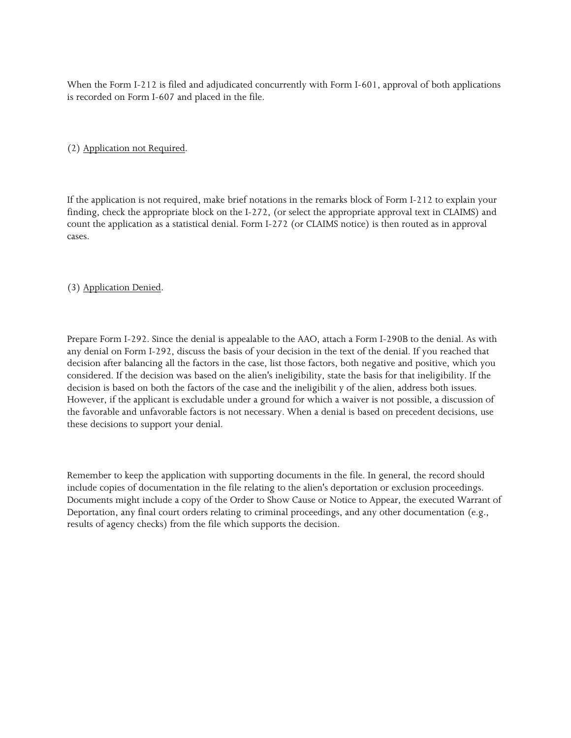When the Form I-212 is filed and adjudicated concurrently with Form I-601, approval of both applications is recorded on Form I-607 and placed in the file.

(2) Application not Required.

If the application is not required, make brief notations in the remarks block of Form I-212 to explain your finding, check the appropriate block on the I-272, (or select the appropriate approval text in CLAIMS) and count the application as a statistical denial. Form I-272 (or CLAIMS notice) is then routed as in approval cases.

(3) Application Denied.

Prepare Form I-292. Since the denial is appealable to the AAO, attach a Form I-290B to the denial. As with any denial on Form I-292, discuss the basis of your decision in the text of the denial. If you reached that decision after balancing all the factors in the case, list those factors, both negative and positive, which you considered. If the decision was based on the alien's ineligibility, state the basis for that ineligibility. If the decision is based on both the factors of the case and the ineligibilit y of the alien, address both issues. However, if the applicant is excludable under a ground for which a waiver is not possible, a discussion of the favorable and unfavorable factors is not necessary. When a denial is based on precedent decisions, use these decisions to support your denial.

Remember to keep the application with supporting documents in the file. In general, the record should include copies of documentation in the file relating to the alien's deportation or exclusion proceedings. Documents might include a copy of the Order to Show Cause or Notice to Appear, the executed Warrant of Deportation, any final court orders relating to criminal proceedings, and any other documentation (e.g., results of agency checks) from the file which supports the decision.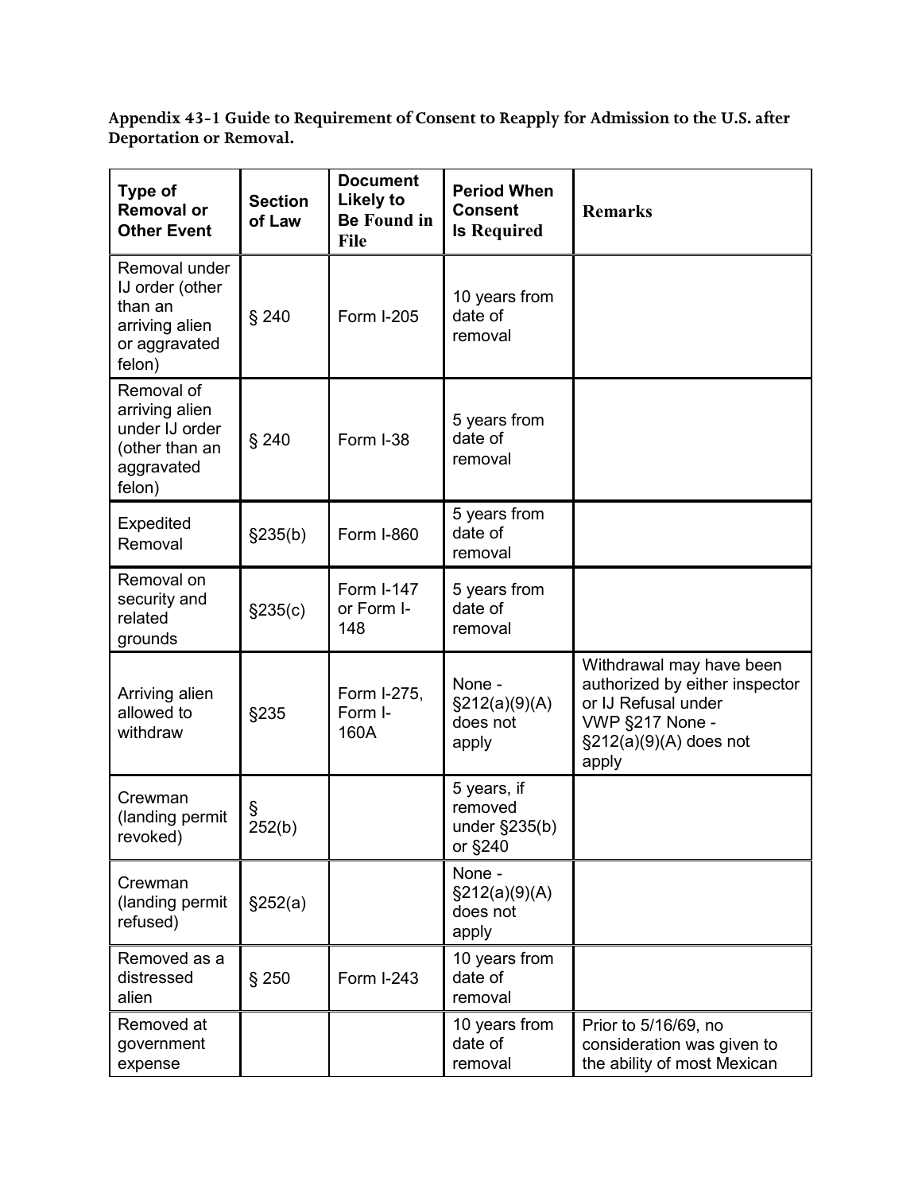**Appendix 43-1 Guide to Requirement of Consent to Reapply for Admission to the U.S. after Deportation or Removal.**

| Type of Removal or Other Event | Section of Law | Document Likely to Be Found in File | Period When Consent Is Required | Remarks |
|---|---|---|---|---|
| Removal under IJ order (other than an arriving alien or aggravated felon) | § 240 | Form I-205 | 10 years from date of removal | |
| Removal of arriving alien under IJ order (other than an aggravated felon) | § 240 | Form I-38 | 5 years from date of removal | |
| Expedited Removal | §235(b) | Form I-860 | 5 years from date of removal | |
| Removal on security and related grounds | §235(c) | Form I-147 or Form I-148 | 5 years from date of removal | |
| Arriving alien allowed to withdraw | §235 | Form I-275, Form I-160A | None - §212(a)(9)(A) does not apply | Withdrawal may have been authorized by either inspector or IJ Refusal under VWP §217 None - §212(a)(9)(A) does not apply |
| Crewman (landing permit revoked) | § 252(b) | | 5 years, if removed under §235(b) or §240 | |
| Crewman (landing permit refused) | §252(a) | | None - §212(a)(9)(A) does not apply | |
| Removed as a distressed alien | § 250 | Form I-243 | 10 years from date of removal | |
| Removed at government expense | | | 10 years from date of removal | Prior to 5/16/69, no consideration was given to the ability of most Mexican |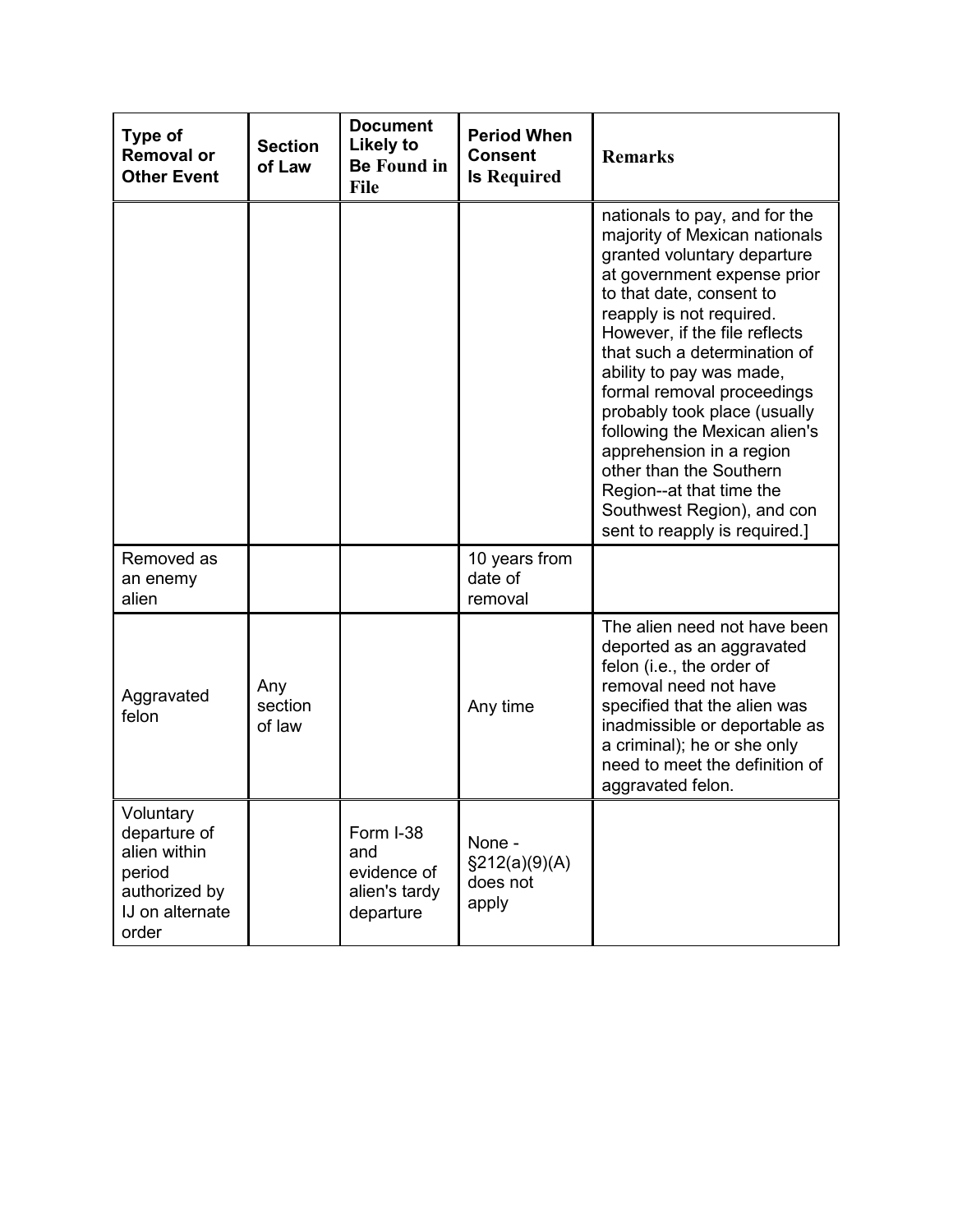| Type of Removal or Other Event | Section of Law | Document Likely to Be Found in File | Period When Consent Is Required | Remarks |
|---|---|---|---|---|
| | | | | nationals to pay, and for the majority of Mexican nationals granted voluntary departure at government expense prior to that date, consent to reapply is not required. However, if the file reflects that such a determination of ability to pay was made, formal removal proceedings probably took place (usually following the Mexican alien's apprehension in a region other than the Southern Region--at that time the Southwest Region), and con sent to reapply is required.] |
| Removed as an enemy alien | | | 10 years from date of removal | |
| Aggravated felon | Any section of law | | Any time | The alien need not have been deported as an aggravated felon (i.e., the order of removal need not have specified that the alien was inadmissible or deportable as a criminal); he or she only need to meet the definition of aggravated felon. |
| Voluntary departure of alien within period authorized by IJ on alternate order | | Form I-38 and evidence of alien's tardy departure | None - §212(a)(9)(A) does not apply | |